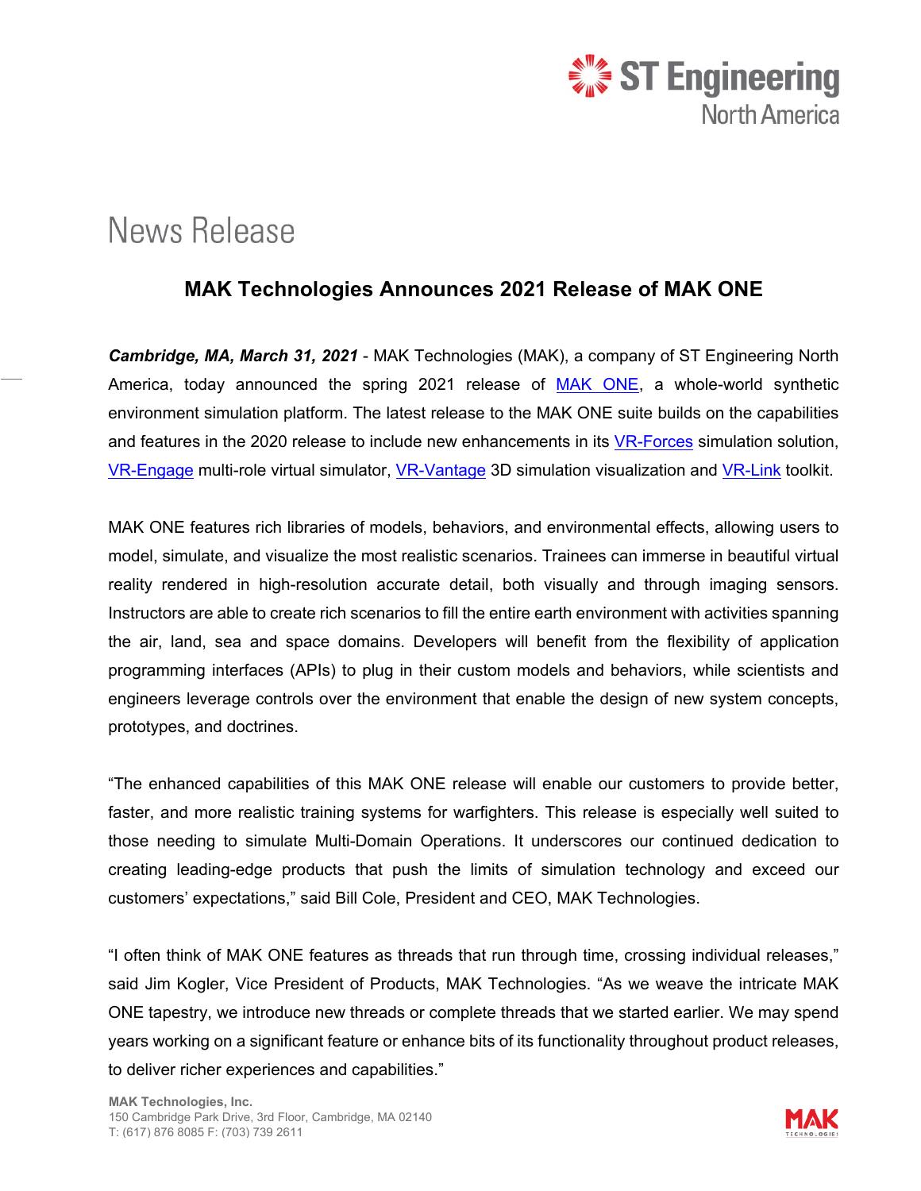News Release

# MAK Technologies Announces 2021 Release of MAK ONE

***Cambridge, MA, March 31, 2021*** - MAK Technologies (MAK), a company of ST Engineering North America, today announced the spring 2021 release of MAK ONE, a whole-world synthetic environment simulation platform. The latest release to the MAK ONE suite builds on the capabilities and features in the 2020 release to include new enhancements in its VR-Forces simulation solution, VR-Engage multi-role virtual simulator, VR-Vantage 3D simulation visualization and VR-Link toolkit.

MAK ONE features rich libraries of models, behaviors, and environmental effects, allowing users to model, simulate, and visualize the most realistic scenarios. Trainees can immerse in beautiful virtual reality rendered in high-resolution accurate detail, both visually and through imaging sensors. Instructors are able to create rich scenarios to fill the entire earth environment with activities spanning the air, land, sea and space domains. Developers will benefit from the flexibility of application programming interfaces (APIs) to plug in their custom models and behaviors, while scientists and engineers leverage controls over the environment that enable the design of new system concepts, prototypes, and doctrines.

“The enhanced capabilities of this MAK ONE release will enable our customers to provide better, faster, and more realistic training systems for warfighters. This release is especially well suited to those needing to simulate Multi-Domain Operations. It underscores our continued dedication to creating leading-edge products that push the limits of simulation technology and exceed our customers’ expectations,” said Bill Cole, President and CEO, MAK Technologies.

“I often think of MAK ONE features as threads that run through time, crossing individual releases,” said Jim Kogler, Vice President of Products, MAK Technologies. “As we weave the intricate MAK ONE tapestry, we introduce new threads or complete threads that we started earlier. We may spend years working on a significant feature or enhance bits of its functionality throughout product releases, to deliver richer experiences and capabilities.”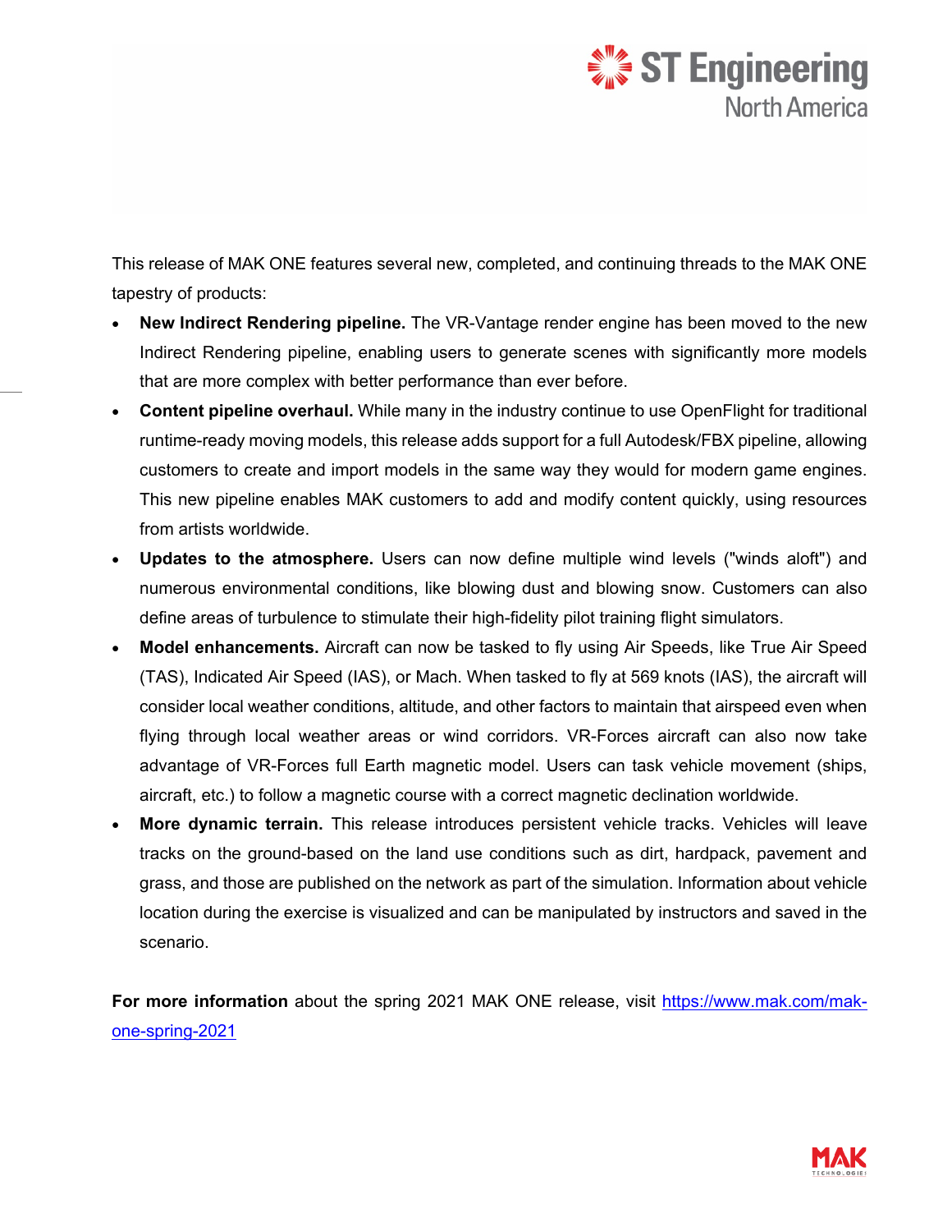This release of MAK ONE features several new, completed, and continuing threads to the MAK ONE tapestry of products:

- **New Indirect Rendering pipeline.** The VR-Vantage render engine has been moved to the new Indirect Rendering pipeline, enabling users to generate scenes with significantly more models that are more complex with better performance than ever before.
- **Content pipeline overhaul.** While many in the industry continue to use OpenFlight for traditional runtime-ready moving models, this release adds support for a full Autodesk/FBX pipeline, allowing customers to create and import models in the same way they would for modern game engines. This new pipeline enables MAK customers to add and modify content quickly, using resources from artists worldwide.
- **Updates to the atmosphere.** Users can now define multiple wind levels ("winds aloft") and numerous environmental conditions, like blowing dust and blowing snow. Customers can also define areas of turbulence to stimulate their high-fidelity pilot training flight simulators.
- **Model enhancements.** Aircraft can now be tasked to fly using Air Speeds, like True Air Speed (TAS), Indicated Air Speed (IAS), or Mach. When tasked to fly at 569 knots (IAS), the aircraft will consider local weather conditions, altitude, and other factors to maintain that airspeed even when flying through local weather areas or wind corridors. VR-Forces aircraft can also now take advantage of VR-Forces full Earth magnetic model. Users can task vehicle movement (ships, aircraft, etc.) to follow a magnetic course with a correct magnetic declination worldwide.
- **More dynamic terrain.** This release introduces persistent vehicle tracks. Vehicles will leave tracks on the ground-based on the land use conditions such as dirt, hardpack, pavement and grass, and those are published on the network as part of the simulation. Information about vehicle location during the exercise is visualized and can be manipulated by instructors and saved in the scenario.

**For more information** about the spring 2021 MAK ONE release, visit https://www.mak.com/mak-one-spring-2021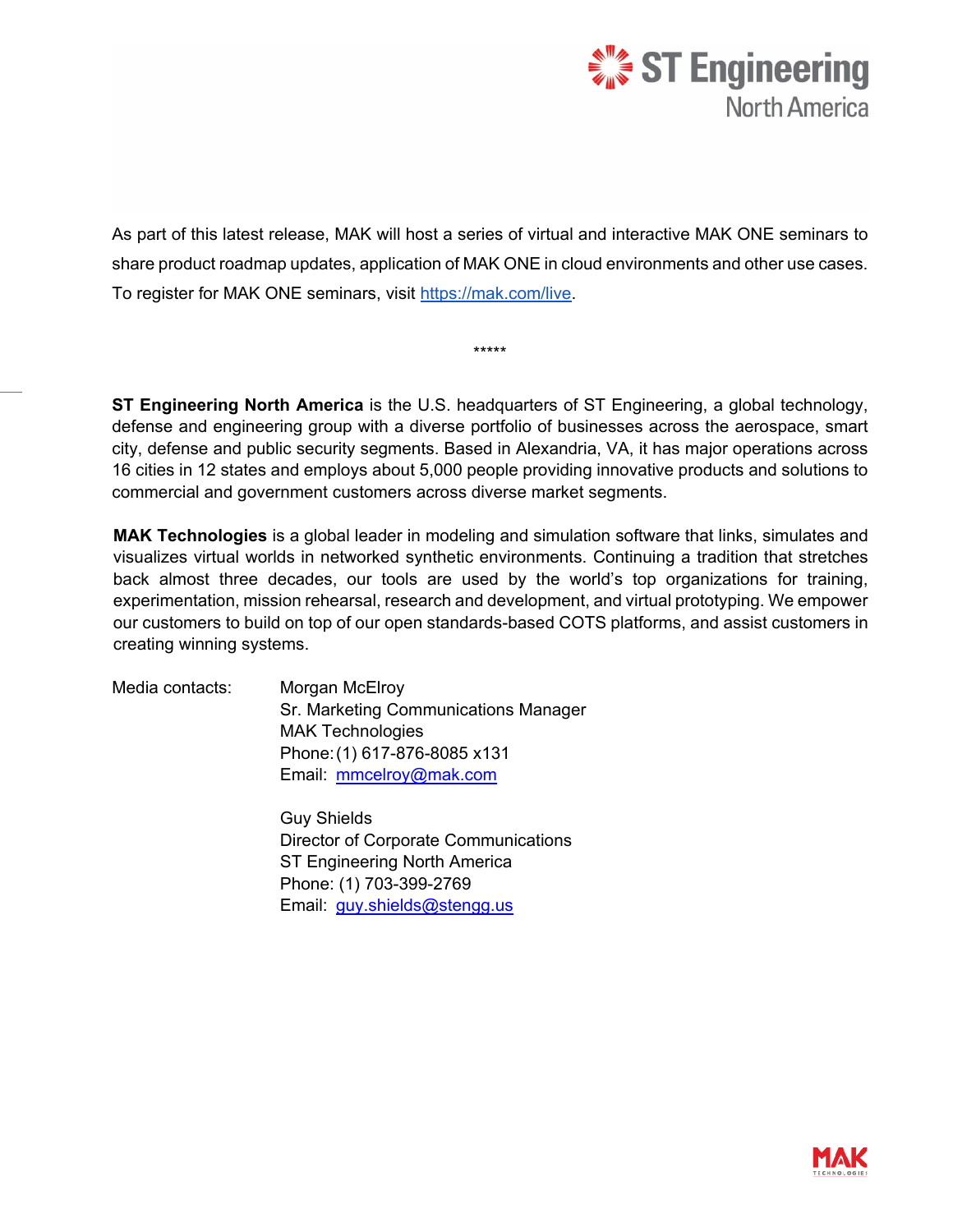As part of this latest release, MAK will host a series of virtual and interactive MAK ONE seminars to share product roadmap updates, application of MAK ONE in cloud environments and other use cases. To register for MAK ONE seminars, visit https://mak.com/live.

*****

**ST Engineering North America** is the U.S. headquarters of ST Engineering, a global technology, defense and engineering group with a diverse portfolio of businesses across the aerospace, smart city, defense and public security segments. Based in Alexandria, VA, it has major operations across 16 cities in 12 states and employs about 5,000 people providing innovative products and solutions to commercial and government customers across diverse market segments.

**MAK Technologies** is a global leader in modeling and simulation software that links, simulates and visualizes virtual worlds in networked synthetic environments. Continuing a tradition that stretches back almost three decades, our tools are used by the world's top organizations for training, experimentation, mission rehearsal, research and development, and virtual prototyping. We empower our customers to build on top of our open standards-based COTS platforms, and assist customers in creating winning systems.

Media contacts:

Morgan McElroy
Sr. Marketing Communications Manager
MAK Technologies
Phone: (1) 617-876-8085 x131
Email: mmcelroy@mak.com

Guy Shields
Director of Corporate Communications
ST Engineering North America
Phone: (1) 703-399-2769
Email: guy.shields@stengg.us